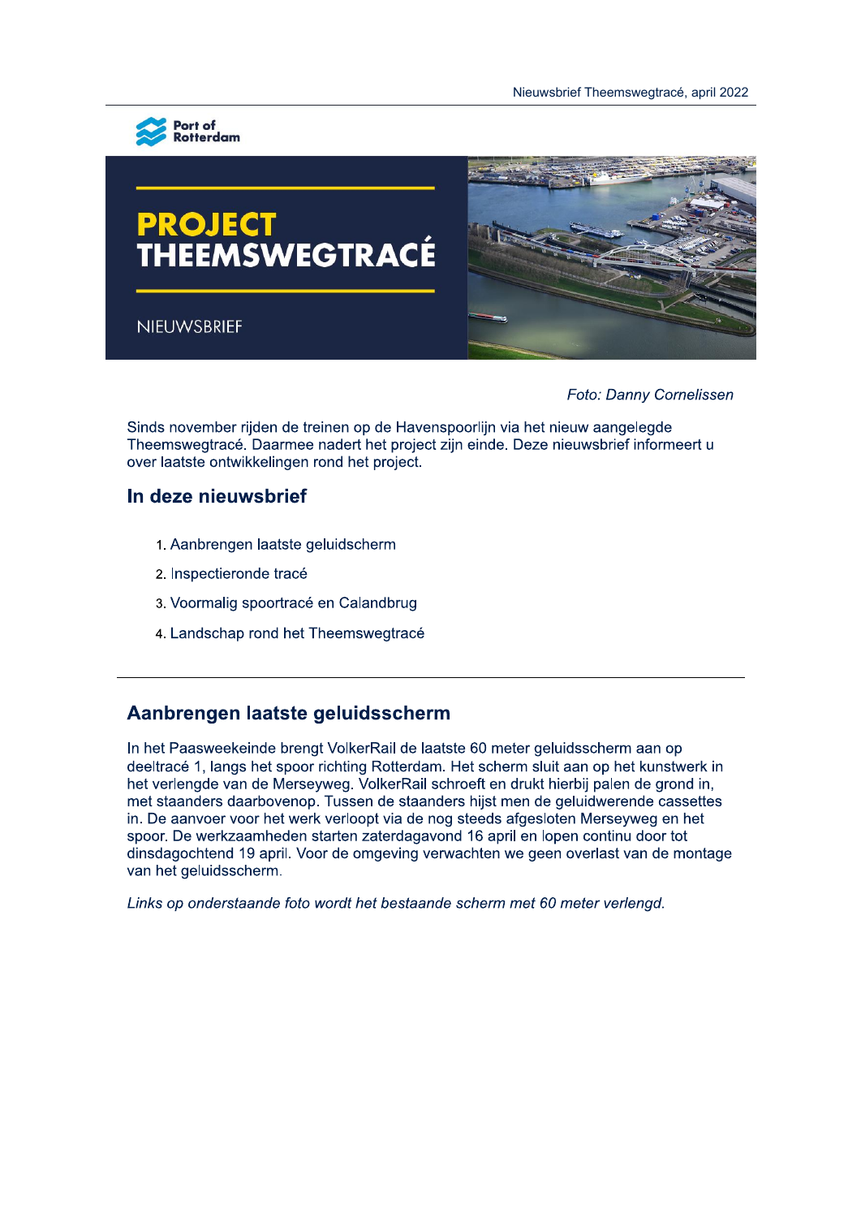# PROJECT THEEMSWEGTRACÉ

NIEUWSBRIEF

*Foto: Danny Cornelissen*

Sinds november rijden de treinen op de Havenspoorlijn via het nieuw aangelegde Theemswegtracé. Daarmee nadert het project zijn einde. Deze nieuwsbrief informeert u over laatste ontwikkelingen rond het project.

## In deze nieuwsbrief

1. Aanbrengen laatste geluidscherm
2. Inspectieronde tracé
3. Voormalig spoortracé en Calandbrug
4. Landschap rond het Theemswegtracé

---

## Aanbrengen laatste geluidsscherm

In het Paasweekeinde brengt VolkerRail de laatste 60 meter geluidsscherm aan op deeltracé 1, langs het spoor richting Rotterdam. Het scherm sluit aan op het kunstwerk in het verlengde van de Merseyweg. VolkerRail schroeft en drukt hierbij palen de grond in, met staanders daarbovenop. Tussen de staanders hijst men de geluidwerende cassettes in. De aanvoer voor het werk verloopt via de nog steeds afgesloten Merseyweg en het spoor. De werkzaamheden starten zaterdagavond 16 april en lopen continu door tot dinsdagochtend 19 april. Voor de omgeving verwachten we geen overlast van de montage van het geluidsscherm.

*Links op onderstaande foto wordt het bestaande scherm met 60 meter verlengd.*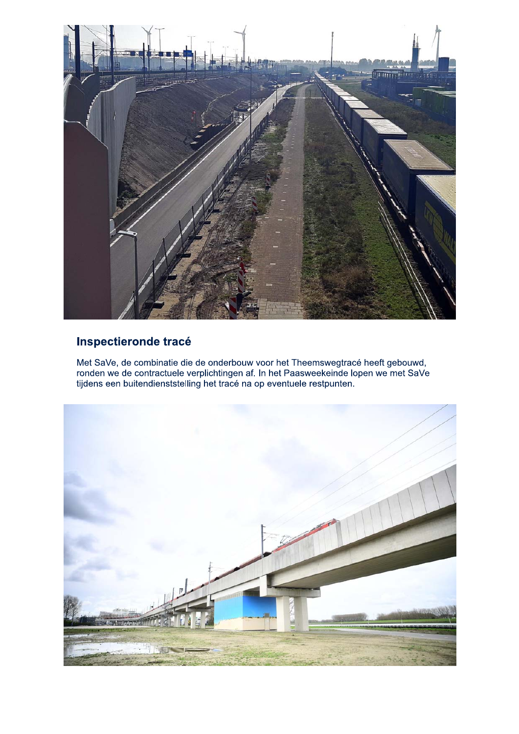## Inspectieronde tracé

Met SaVe, de combinatie die de onderbouw voor het Theemswegtracé heeft gebouwd, ronden we de contractuele verplichtingen af. In het Paasweekeinde lopen we met SaVe tijdens een buitendienststelling het tracé na op eventuele restpunten.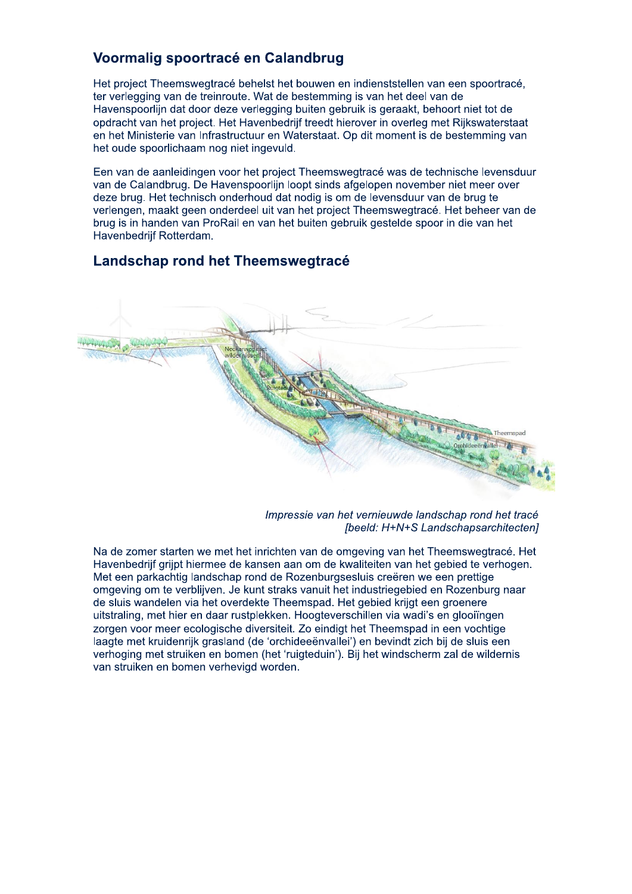## Voormalig spoortracé en Calandbrug

Het project Theemswegtracé behelst het bouwen en indienststellen van een spoortracé, ter verlegging van de treinroute. Wat de bestemming is van het deel van de Havenspoorlijn dat door deze verlegging buiten gebruik is geraakt, behoort niet tot de opdracht van het project. Het Havenbedrijf treedt hierover in overleg met Rijkswaterstaat en het Ministerie van Infrastructuur en Waterstaat. Op dit moment is de bestemming van het oude spoorlichaam nog niet ingevuld.

Een van de aanleidingen voor het project Theemswegtracé was de technische levensduur van de Calandbrug. De Havenspoorlijn loopt sinds afgelopen november niet meer over deze brug. Het technisch onderhoud dat nodig is om de levensduur van de brug te verlengen, maakt geen onderdeel uit van het project Theemswegtracé. Het beheer van de brug is in handen van ProRail en van het buiten gebruik gestelde spoor in die van het Havenbedrijf Rotterdam.

## Landschap rond het Theemswegtracé

*Impressie van het vernieuwde landschap rond het tracé [beeld: H+N+S Landschapsarchitecten]*

Na de zomer starten we met het inrichten van de omgeving van het Theemswegtracé. Het Havenbedrijf grijpt hiermee de kansen aan om de kwaliteiten van het gebied te verhogen. Met een parkachtig landschap rond de Rozenburgsesluis creëren we een prettige omgeving om te verblijven. Je kunt straks vanuit het industriegebied en Rozenburg naar de sluis wandelen via het overdekte Theemspad. Het gebied krijgt een groenere uitstraling, met hier en daar rustplekken. Hoogteverschillen via wadi's en glooiingen zorgen voor meer ecologische diversiteit. Zo eindigt het Theemspad in een vochtige laagte met kruidenrijk grasland (de 'orchideeënvallei') en bevindt zich bij de sluis een verhoging met struiken en bomen (het 'ruigteduin'). Bij het windscherm zal de wildernis van struiken en bomen verhevigd worden.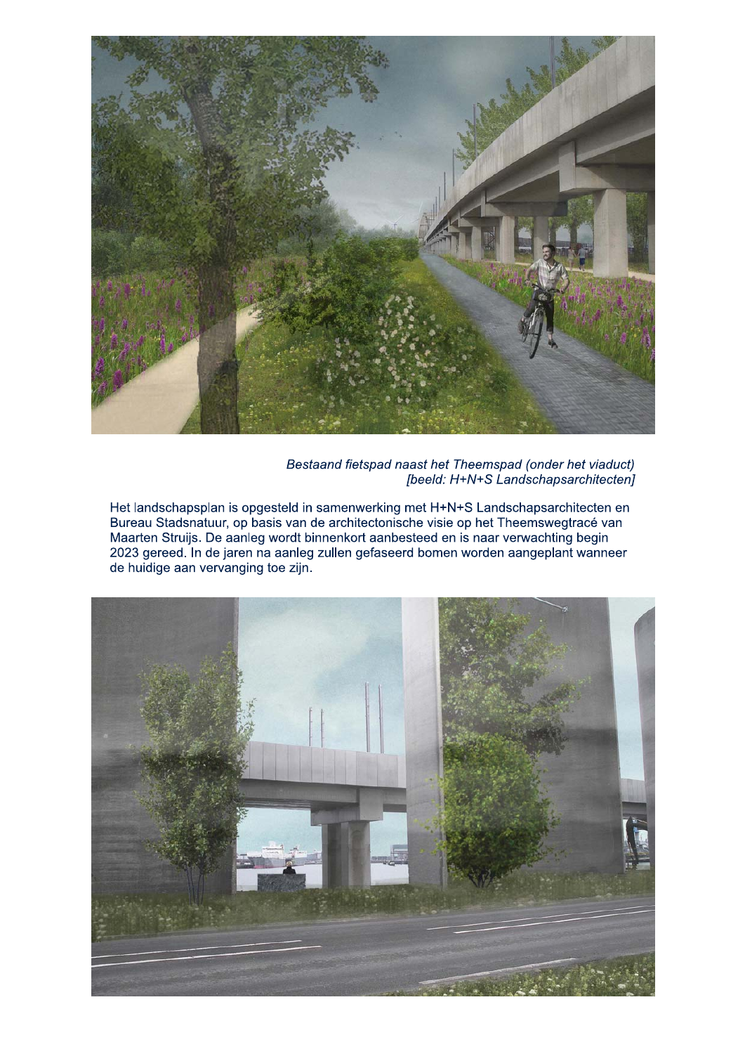*Bestaand fietspad naast het Theemspad (onder het viaduct)*
*[beeld: H+N+S Landschapsarchitecten]*

Het landschapsplan is opgesteld in samenwerking met H+N+S Landschapsarchitecten en Bureau Stadsnatuur, op basis van de architectonische visie op het Theemswegtracé van Maarten Struijs. De aanleg wordt binnenkort aanbesteed en is naar verwachting begin 2023 gereed. In de jaren na aanleg zullen gefaseerd bomen worden aangeplant wanneer de huidige aan vervanging toe zijn.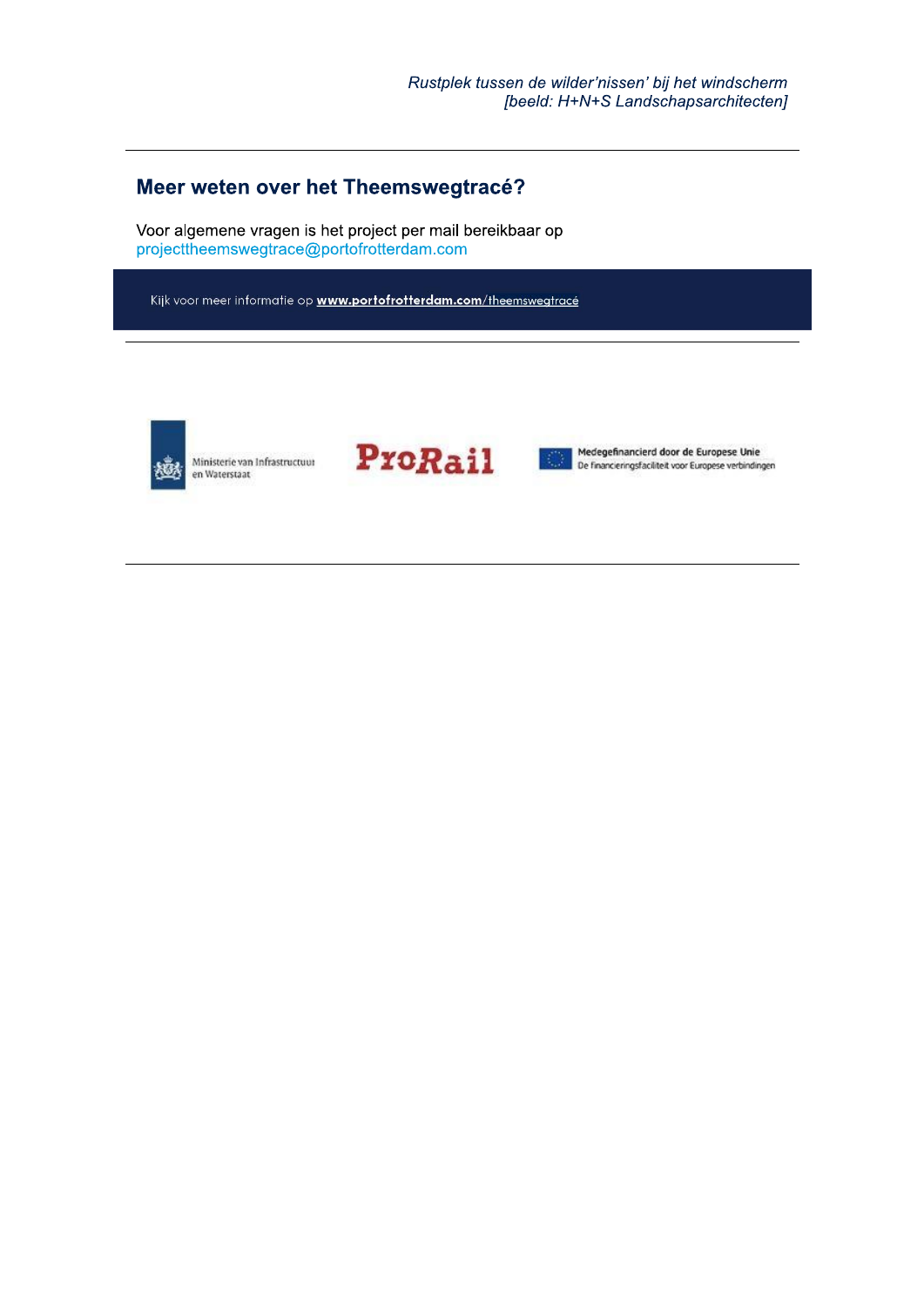*Rustplek tussen de wilder'nissen' bij het windscherm [beeld: H+N+S Landschapsarchitecten]*

---

## Meer weten over het Theemswegtracé?

Voor algemene vragen is het project per mail bereikbaar op projecttheemswegtrace@portofrotterdam.com

Kijk voor meer informatie op **www.portofrotterdam.com**/theemswegtracé

---

Ministerie van Infrastructuur en Waterstaat

ProRail

Medegefinancierd door de Europese Unie
De financieringsfaciliteit voor Europese verbindingen